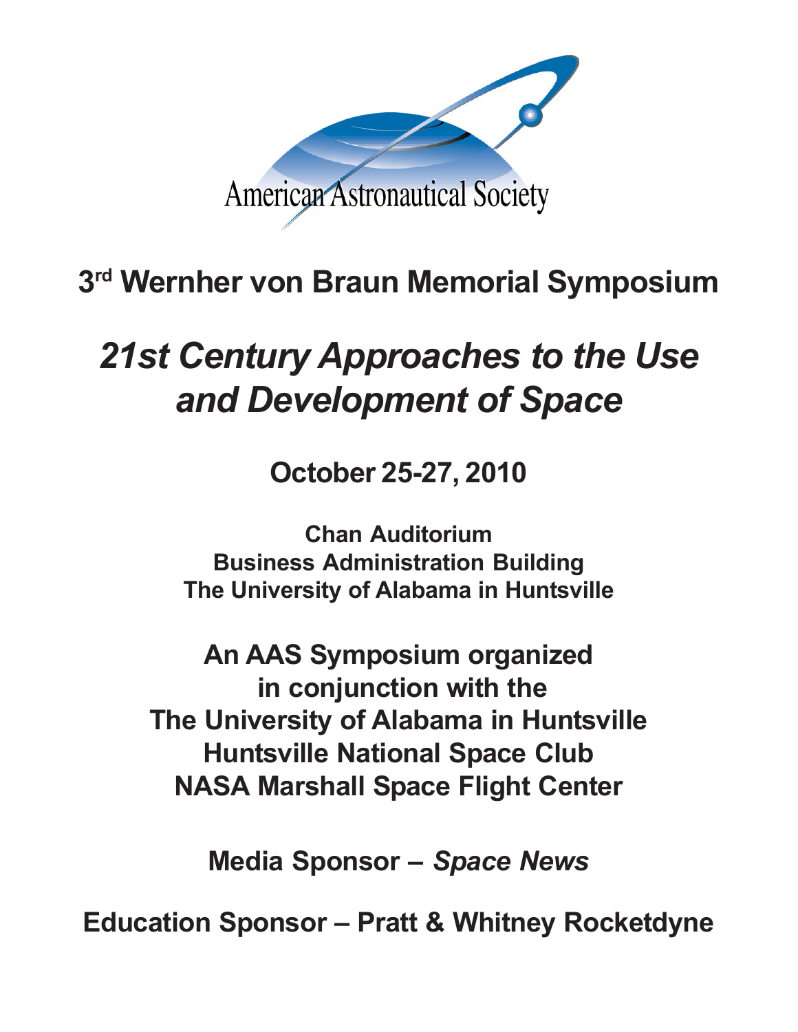American Astronautical Society

# 3rd Wernher von Braun Memorial Symposium

## *21st Century Approaches to the Use and Development of Space*

**October 25-27, 2010**

**Chan Auditorium**
**Business Administration Building**
**The University of Alabama in Huntsville**

**An AAS Symposium organized in conjunction with the**
**The University of Alabama in Huntsville**
**Huntsville National Space Club**
**NASA Marshall Space Flight Center**

**Media Sponsor – *Space News***

**Education Sponsor – Pratt & Whitney Rocketdyne**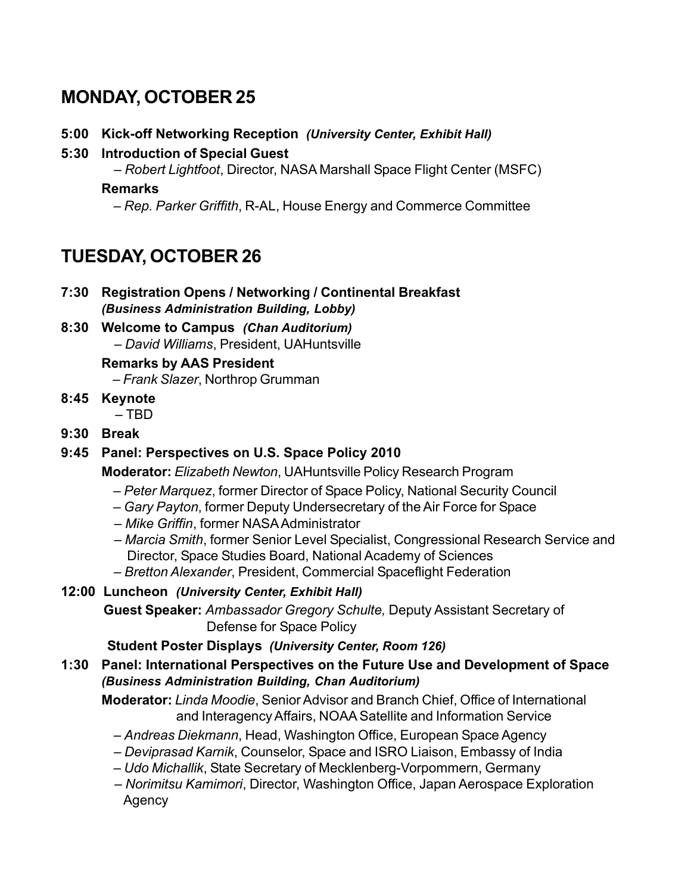## MONDAY, OCTOBER 25

**5:00 Kick-off Networking Reception** ***(University Center, Exhibit Hall)***

**5:30 Introduction of Special Guest**

– *Robert Lightfoot*, Director, NASA Marshall Space Flight Center (MSFC)

**Remarks**

– *Rep. Parker Griffith*, R-AL, House Energy and Commerce Committee

## TUESDAY, OCTOBER 26

**7:30 Registration Opens / Networking / Continental Breakfast**
***(Business Administration Building, Lobby)***

**8:30 Welcome to Campus** ***(Chan Auditorium)***

– *David Williams*, President, UAHuntsville

**Remarks by AAS President**

– *Frank Slazer*, Northrop Grumman

**8:45 Keynote**

– TBD

**9:30 Break**

**9:45 Panel: Perspectives on U.S. Space Policy 2010**

**Moderator:** *Elizabeth Newton*, UAHuntsville Policy Research Program

- – *Peter Marquez*, former Director of Space Policy, National Security Council
- – *Gary Payton*, former Deputy Undersecretary of the Air Force for Space
- – *Mike Griffin*, former NASA Administrator
- – *Marcia Smith*, former Senior Level Specialist, Congressional Research Service and Director, Space Studies Board, National Academy of Sciences
- – *Bretton Alexander*, President, Commercial Spaceflight Federation

**12:00 Luncheon** ***(University Center, Exhibit Hall)***

**Guest Speaker:** *Ambassador Gregory Schulte,* Deputy Assistant Secretary of Defense for Space Policy

**Student Poster Displays** ***(University Center, Room 126)***

**1:30 Panel: International Perspectives on the Future Use and Development of Space**
***(Business Administration Building, Chan Auditorium)***

**Moderator:** *Linda Moodie*, Senior Advisor and Branch Chief, Office of International and Interagency Affairs, NOAA Satellite and Information Service

- – *Andreas Diekmann*, Head, Washington Office, European Space Agency
- – *Deviprasad Karnik*, Counselor, Space and ISRO Liaison, Embassy of India
- – *Udo Michallik*, State Secretary of Mecklenberg-Vorpommern, Germany
- – *Norimitsu Kamimori*, Director, Washington Office, Japan Aerospace Exploration Agency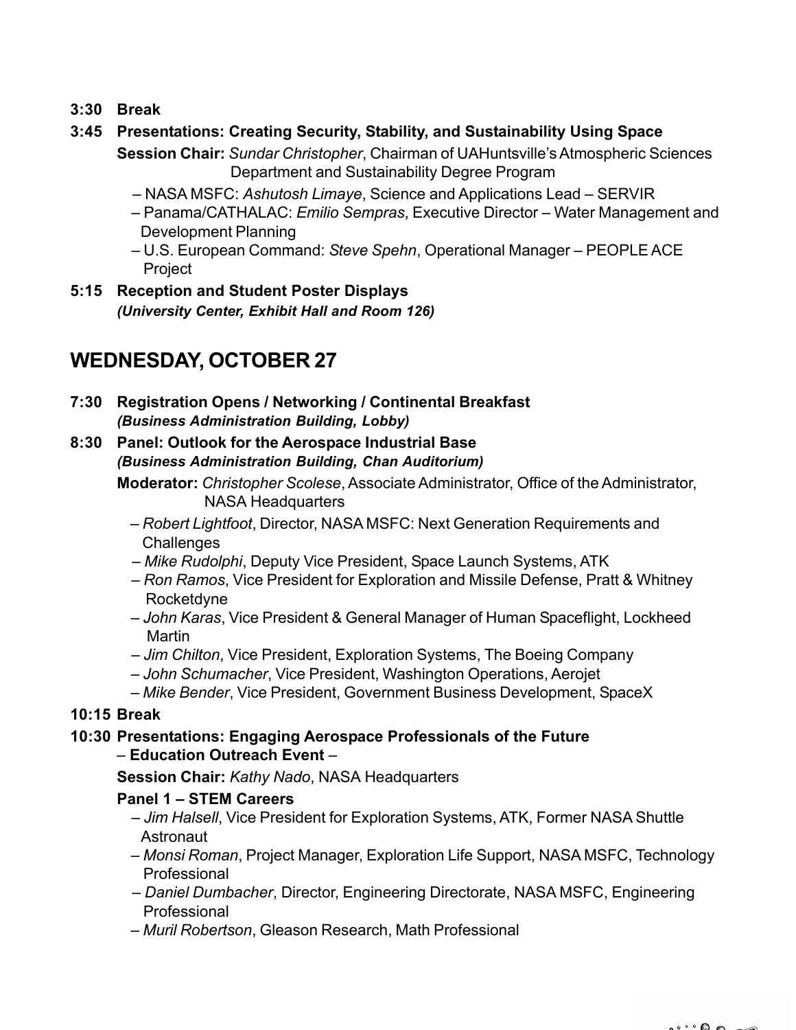**3:30 Break**

**3:45 Presentations: Creating Security, Stability, and Sustainability Using Space**

**Session Chair:** *Sundar Christopher*, Chairman of UAHuntsville's Atmospheric Sciences Department and Sustainability Degree Program

- NASA MSFC: *Ashutosh Limaye*, Science and Applications Lead – SERVIR
- Panama/CATHALAC: *Emilio Sempras*, Executive Director – Water Management and Development Planning
- U.S. European Command: *Steve Spehn*, Operational Manager – PEOPLE ACE Project

**5:15 Reception and Student Poster Displays**
***(University Center, Exhibit Hall and Room 126)***

## WEDNESDAY, OCTOBER 27

**7:30 Registration Opens / Networking / Continental Breakfast**
***(Business Administration Building, Lobby)***

**8:30 Panel: Outlook for the Aerospace Industrial Base**
***(Business Administration Building, Chan Auditorium)***

**Moderator:** *Christopher Scolese*, Associate Administrator, Office of the Administrator, NASA Headquarters

- *Robert Lightfoot*, Director, NASA MSFC: Next Generation Requirements and Challenges
- *Mike Rudolphi*, Deputy Vice President, Space Launch Systems, ATK
- *Ron Ramos*, Vice President for Exploration and Missile Defense, Pratt & Whitney Rocketdyne
- *John Karas*, Vice President & General Manager of Human Spaceflight, Lockheed Martin
- *Jim Chilton*, Vice President, Exploration Systems, The Boeing Company
- *John Schumacher*, Vice President, Washington Operations, Aerojet
- *Mike Bender*, Vice President, Government Business Development, SpaceX

**10:15 Break**

**10:30 Presentations: Engaging Aerospace Professionals of the Future**
– **Education Outreach Event** –

**Session Chair:** *Kathy Nado*, NASA Headquarters

**Panel 1 – STEM Careers**

- *Jim Halsell*, Vice President for Exploration Systems, ATK, Former NASA Shuttle Astronaut
- *Monsi Roman*, Project Manager, Exploration Life Support, NASA MSFC, Technology Professional
- *Daniel Dumbacher*, Director, Engineering Directorate, NASA MSFC, Engineering Professional
- *Muril Robertson*, Gleason Research, Math Professional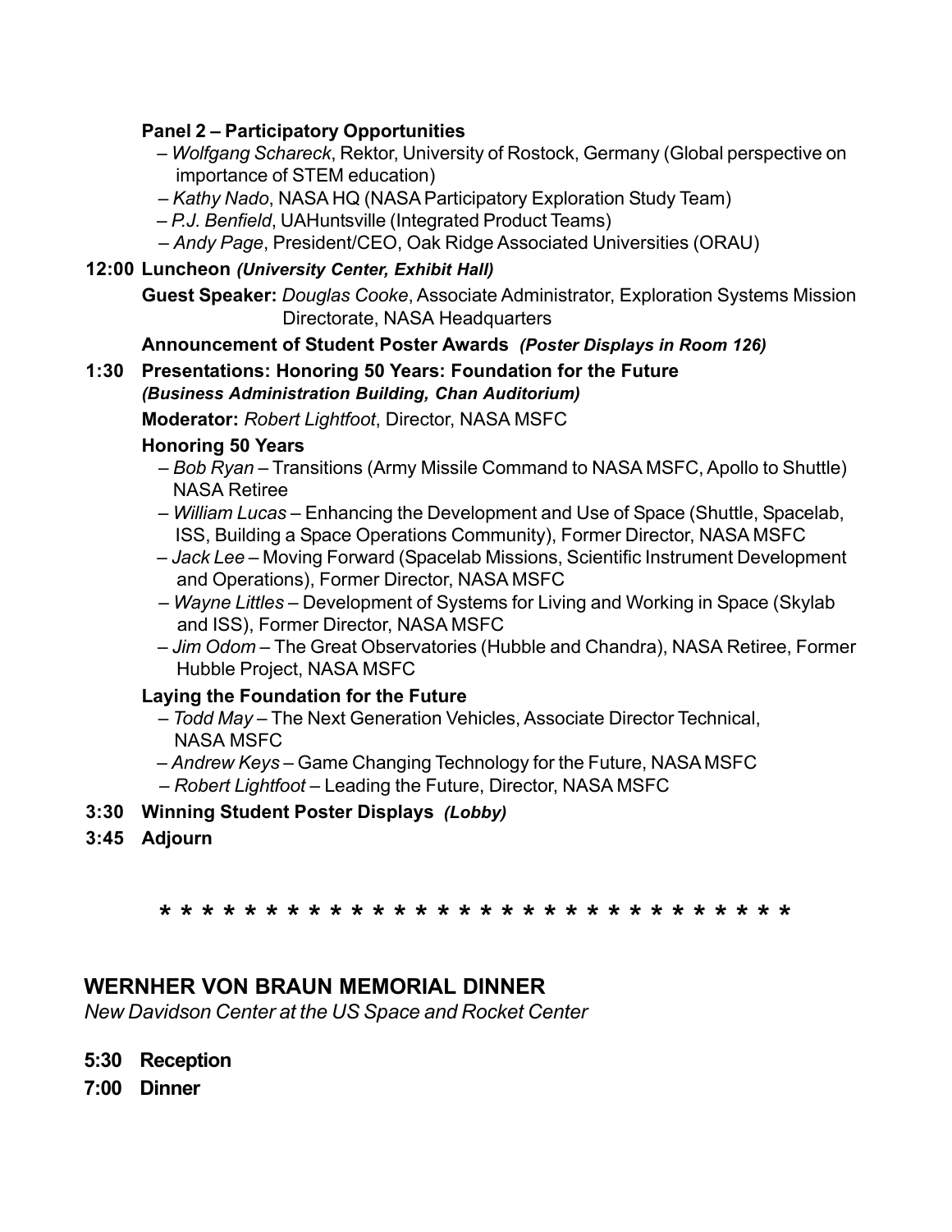**Panel 2 – Participatory Opportunities**

- *Wolfgang Schareck*, Rektor, University of Rostock, Germany (Global perspective on importance of STEM education)
- *Kathy Nado*, NASA HQ (NASA Participatory Exploration Study Team)
- *P.J. Benfield*, UAHuntsville (Integrated Product Teams)
- *Andy Page*, President/CEO, Oak Ridge Associated Universities (ORAU)

**12:00 Luncheon** ***(University Center, Exhibit Hall)***

**Guest Speaker:** *Douglas Cooke*, Associate Administrator, Exploration Systems Mission Directorate, NASA Headquarters

**Announcement of Student Poster Awards** ***(Poster Displays in Room 126)***

**1:30 Presentations: Honoring 50 Years: Foundation for the Future** ***(Business Administration Building, Chan Auditorium)***

**Moderator:** *Robert Lightfoot*, Director, NASA MSFC

**Honoring 50 Years**

- *Bob Ryan* – Transitions (Army Missile Command to NASA MSFC, Apollo to Shuttle) NASA Retiree
- *William Lucas* – Enhancing the Development and Use of Space (Shuttle, Spacelab, ISS, Building a Space Operations Community), Former Director, NASA MSFC
- *Jack Lee* – Moving Forward (Spacelab Missions, Scientific Instrument Development and Operations), Former Director, NASA MSFC
- *Wayne Littles* – Development of Systems for Living and Working in Space (Skylab and ISS), Former Director, NASA MSFC
- *Jim Odom* – The Great Observatories (Hubble and Chandra), NASA Retiree, Former Hubble Project, NASA MSFC

**Laying the Foundation for the Future**

- *Todd May* – The Next Generation Vehicles, Associate Director Technical, NASA MSFC
- *Andrew Keys* – Game Changing Technology for the Future, NASA MSFC
- *Robert Lightfoot* – Leading the Future, Director, NASA MSFC

**3:30 Winning Student Poster Displays** ***(Lobby)***

**3:45 Adjourn**

* * * * * * * * * * * * * * * * * * * * * * * * * * * * * * * *

## WERNHER VON BRAUN MEMORIAL DINNER

*New Davidson Center at the US Space and Rocket Center*

**5:30 Reception**

**7:00 Dinner**